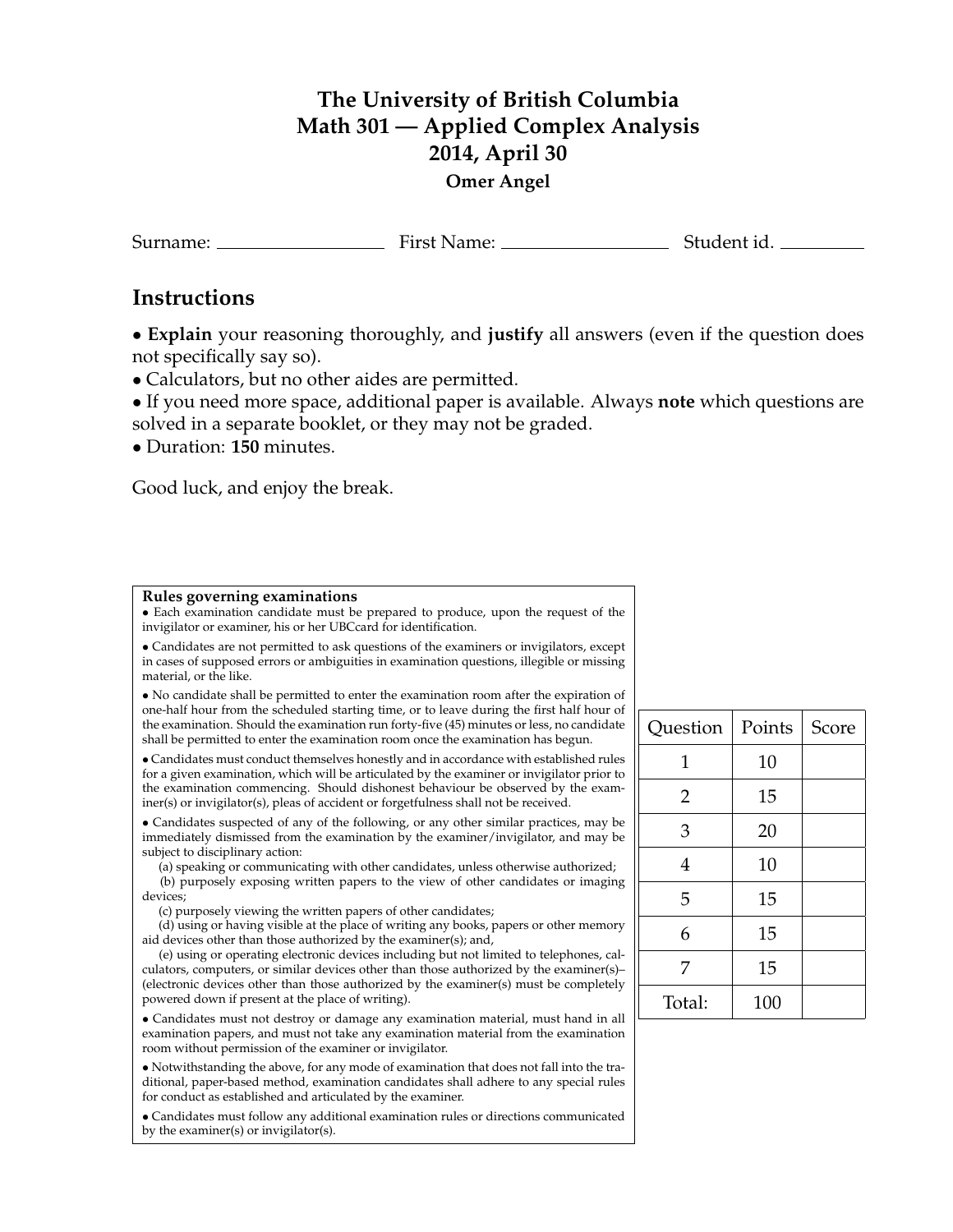# The University of British Columbia
# Math 301 — Applied Complex Analysis
# 2014, April 30
### Omer Angel

Surname: ____________ First Name: ____________ Student id. ________

## Instructions

• **Explain** your reasoning thoroughly, and **justify** all answers (even if the question does not specifically say so).
• Calculators, but no other aides are permitted.
• If you need more space, additional paper is available. Always **note** which questions are solved in a separate booklet, or they may not be graded.
• Duration: **150** minutes.

Good luck, and enjoy the break.

**Rules governing examinations**

• Each examination candidate must be prepared to produce, upon the request of the invigilator or examiner, his or her UBCcard for identification.

• Candidates are not permitted to ask questions of the examiners or invigilators, except in cases of supposed errors or ambiguities in examination questions, illegible or missing material, or the like.

• No candidate shall be permitted to enter the examination room after the expiration of one-half hour from the scheduled starting time, or to leave during the first half hour of the examination. Should the examination run forty-five (45) minutes or less, no candidate shall be permitted to enter the examination room once the examination has begun.

• Candidates must conduct themselves honestly and in accordance with established rules for a given examination, which will be articulated by the examiner or invigilator prior to the examination commencing. Should dishonest behaviour be observed by the examiner(s) or invigilator(s), pleas of accident or forgetfulness shall not be received.

• Candidates suspected of any of the following, or any other similar practices, may be immediately dismissed from the examination by the examiner/invigilator, and may be subject to disciplinary action:
  (a) speaking or communicating with other candidates, unless otherwise authorized;
  (b) purposely exposing written papers to the view of other candidates or imaging devices;
  (c) purposely viewing the written papers of other candidates;
  (d) using or having visible at the place of writing any books, papers or other memory aid devices other than those authorized by the examiner(s); and,
  (e) using or operating electronic devices including but not limited to telephones, calculators, computers, or similar devices other than those authorized by the examiner(s)–(electronic devices other than those authorized by the examiner(s) must be completely powered down if present at the place of writing).

• Candidates must not destroy or damage any examination material, must hand in all examination papers, and must not take any examination material from the examination room without permission of the examiner or invigilator.

• Notwithstanding the above, for any mode of examination that does not fall into the traditional, paper-based method, examination candidates shall adhere to any special rules for conduct as established and articulated by the examiner.

• Candidates must follow any additional examination rules or directions communicated by the examiner(s) or invigilator(s).

| Question | Points | Score |
|---|---|---|
| 1 | 10 | |
| 2 | 15 | |
| 3 | 20 | |
| 4 | 10 | |
| 5 | 15 | |
| 6 | 15 | |
| 7 | 15 | |
| Total: | 100 | |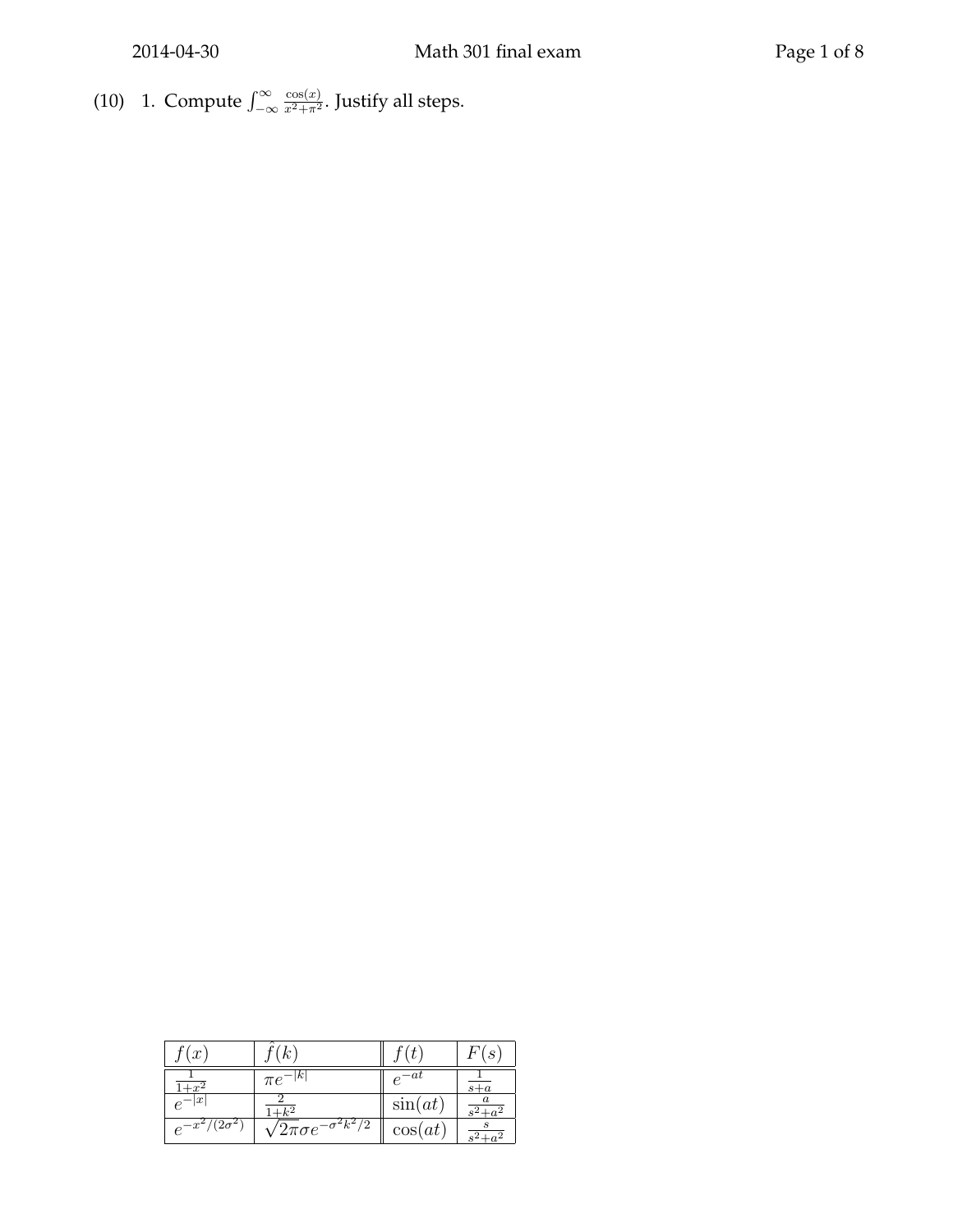(10) 1. Compute $\int_{-\infty}^{\infty} \frac{\cos(x)}{x^2+\pi^2}$. Justify all steps.

| $f(x)$ | $\hat{f}(k)$ | $f(t)$ | $F(s)$ |
|---|---|---|---|
| $\frac{1}{1+x^2}$ | $\pi e^{-\lvert k \rvert}$ | $e^{-at}$ | $\frac{1}{s+a}$ |
| $e^{-\lvert x \rvert}$ | $\frac{2}{1+k^2}$ | $\sin(at)$ | $\frac{a}{s^2+a^2}$ |
| $e^{-x^2/(2\sigma^2)}$ | $\sqrt{2\pi}\sigma e^{-\sigma^2 k^2/2}$ | $\cos(at)$ | $\frac{s}{s^2+a^2}$ |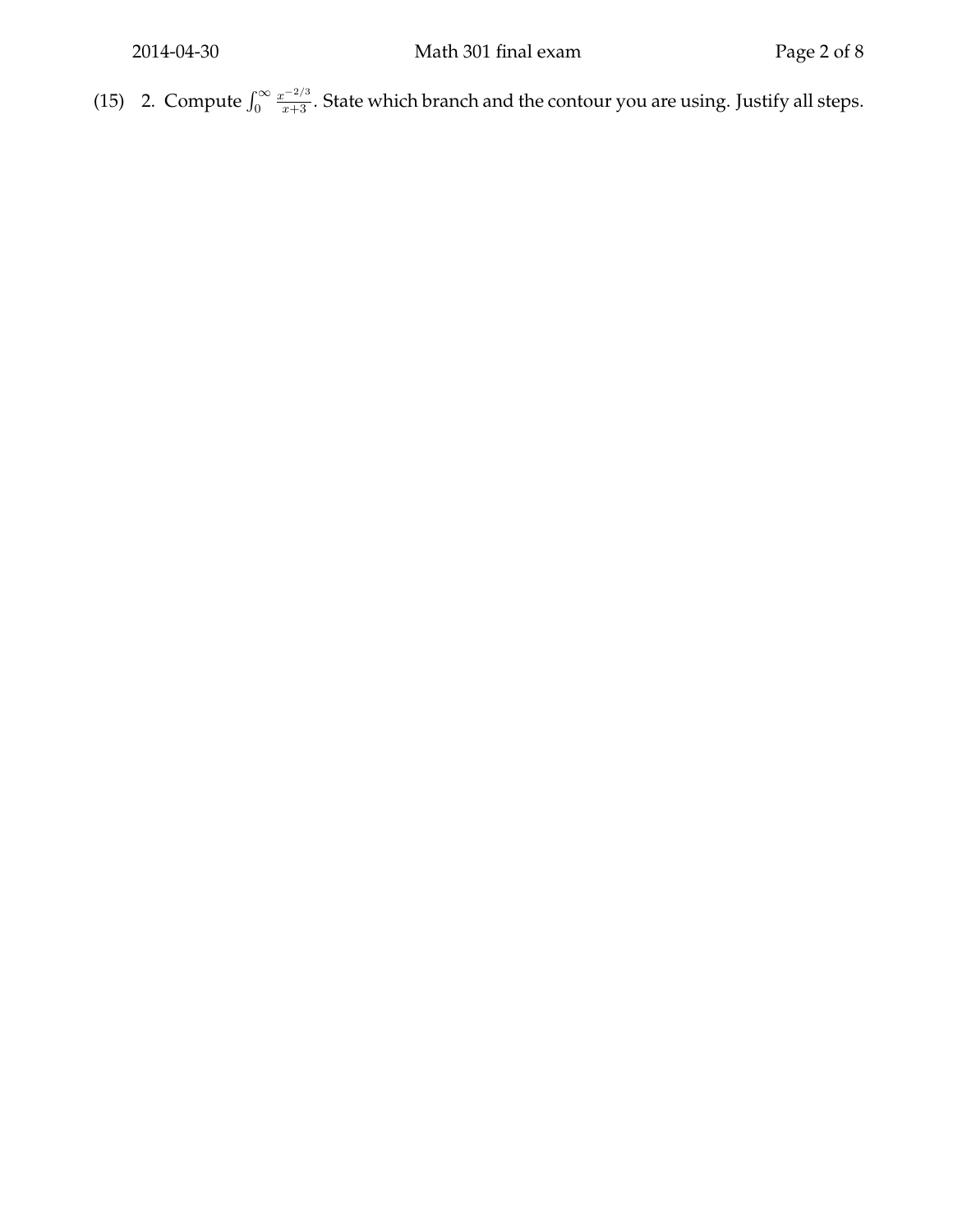(15) 2. Compute $\int_0^\infty \frac{x^{-2/3}}{x+3}$. State which branch and the contour you are using. Justify all steps.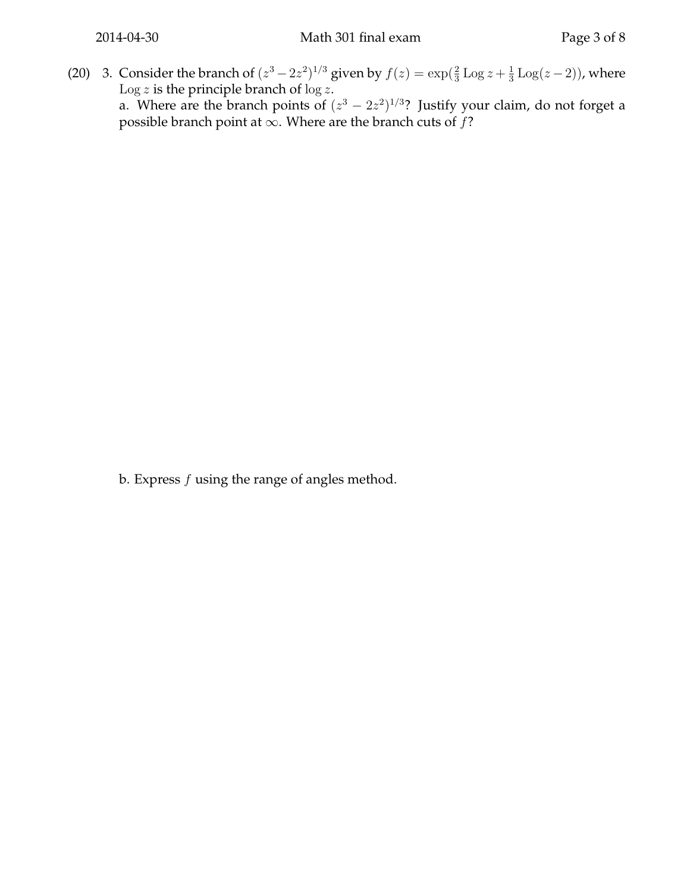(20) 3. Consider the branch of $(z^3 - 2z^2)^{1/3}$ given by $f(z) = \exp(\frac{2}{3} \operatorname{Log} z + \frac{1}{3} \operatorname{Log}(z-2))$, where $\operatorname{Log} z$ is the principle branch of $\log z$.

a. Where are the branch points of $(z^3 - 2z^2)^{1/3}$? Justify your claim, do not forget a possible branch point at $\infty$. Where are the branch cuts of $f$?

b. Express $f$ using the range of angles method.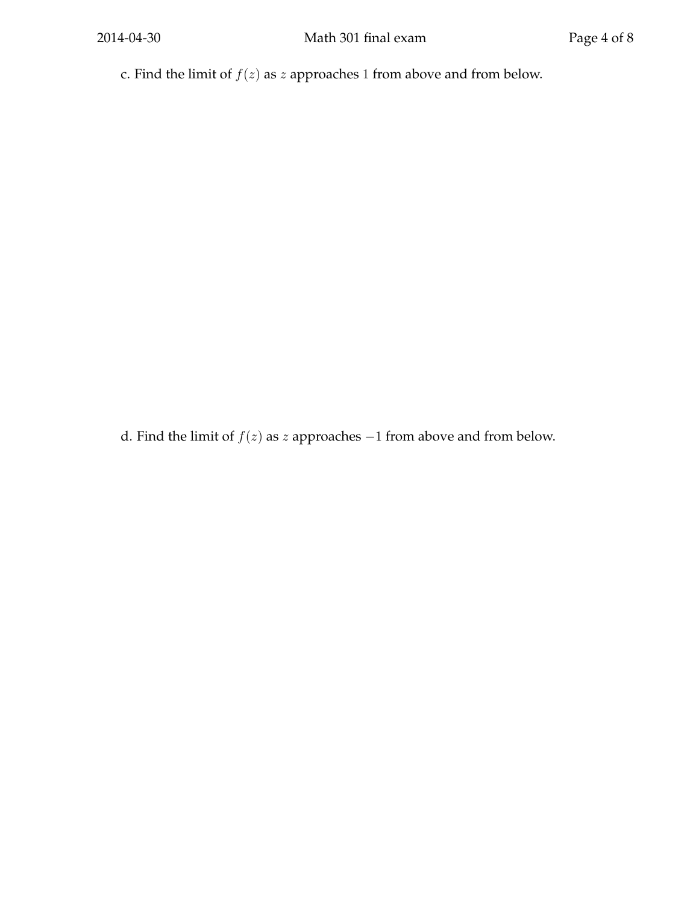c. Find the limit of $f(z)$ as $z$ approaches $1$ from above and from below.

d. Find the limit of $f(z)$ as $z$ approaches $-1$ from above and from below.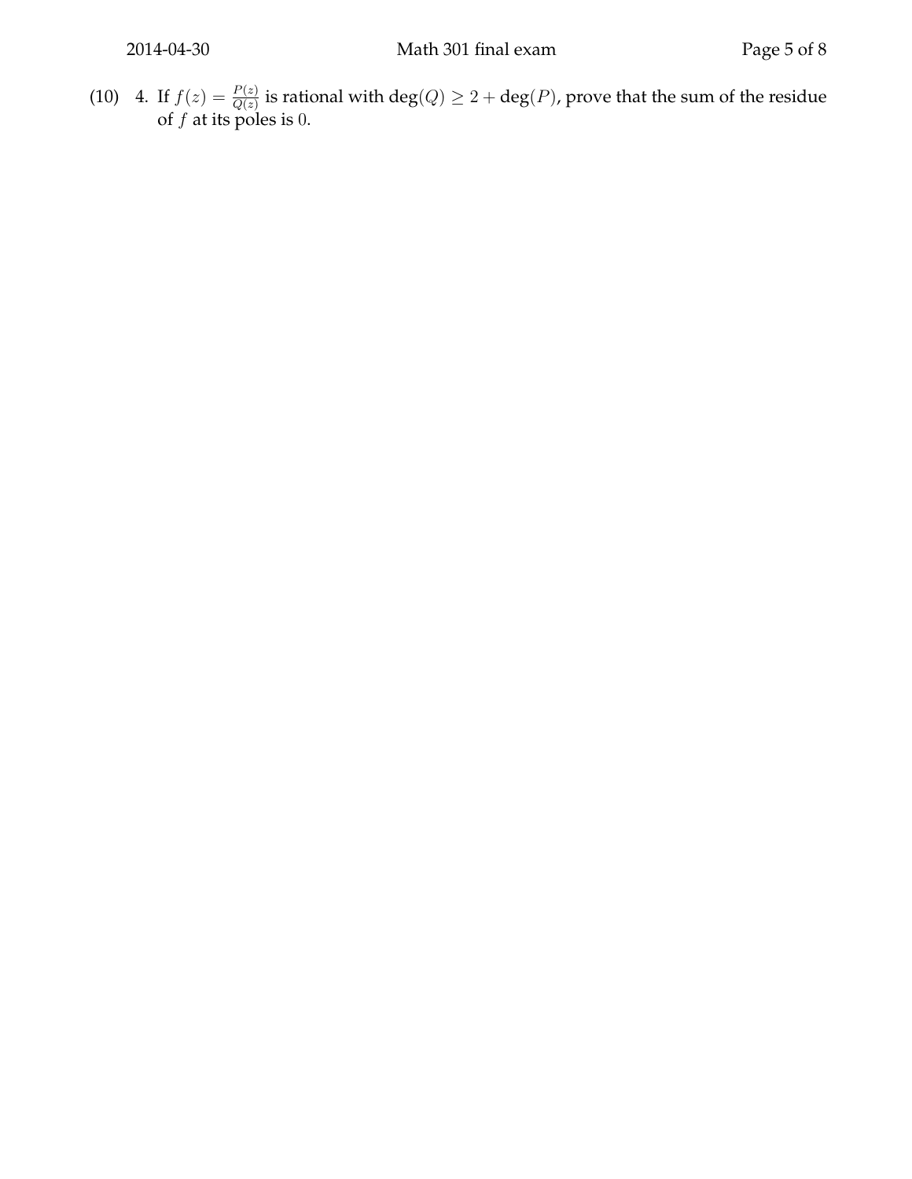(10) 4. If $f(z) = \frac{P(z)}{Q(z)}$ is rational with $\deg(Q) \geq 2 + \deg(P)$, prove that the sum of the residue of $f$ at its poles is $0$.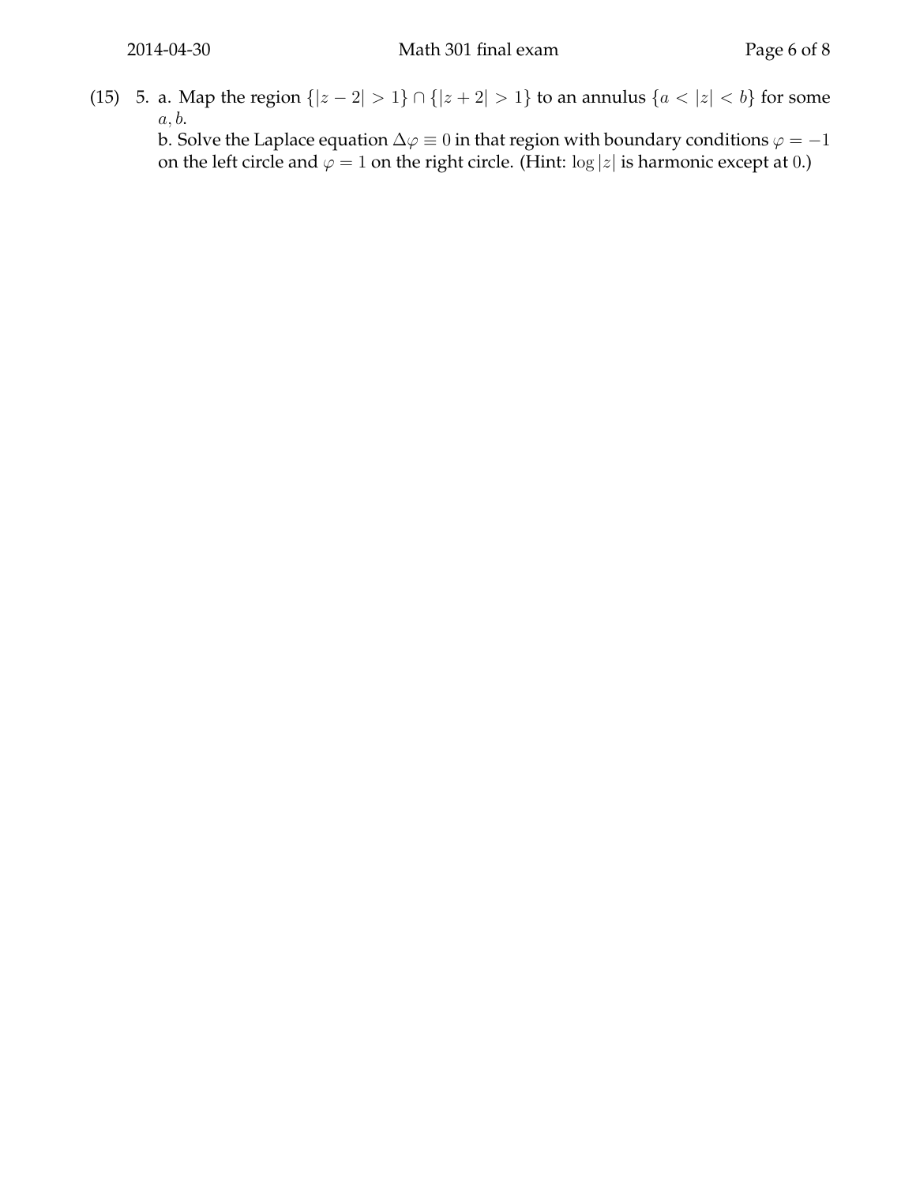(15) 5. a. Map the region $\{|z-2|>1\} \cap \{|z+2|>1\}$ to an annulus $\{a<|z|<b\}$ for some $a, b$.

b. Solve the Laplace equation $\Delta\varphi \equiv 0$ in that region with boundary conditions $\varphi = -1$ on the left circle and $\varphi = 1$ on the right circle. (Hint: $\log|z|$ is harmonic except at $0$.)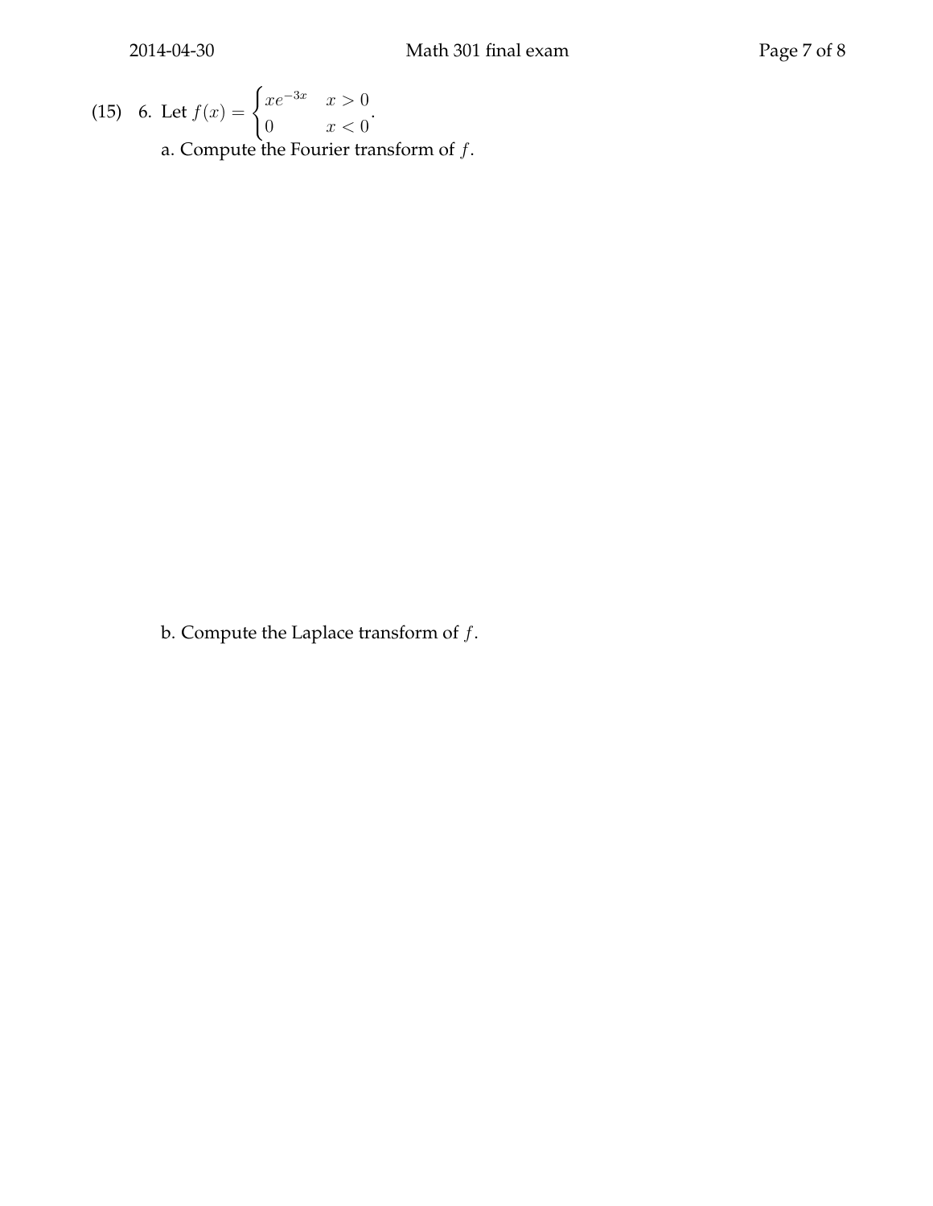(15) 6. Let $f(x) = \begin{cases} xe^{-3x} & x > 0 \\ 0 & x < 0 \end{cases}$.

a. Compute the Fourier transform of $f$.

b. Compute the Laplace transform of $f$.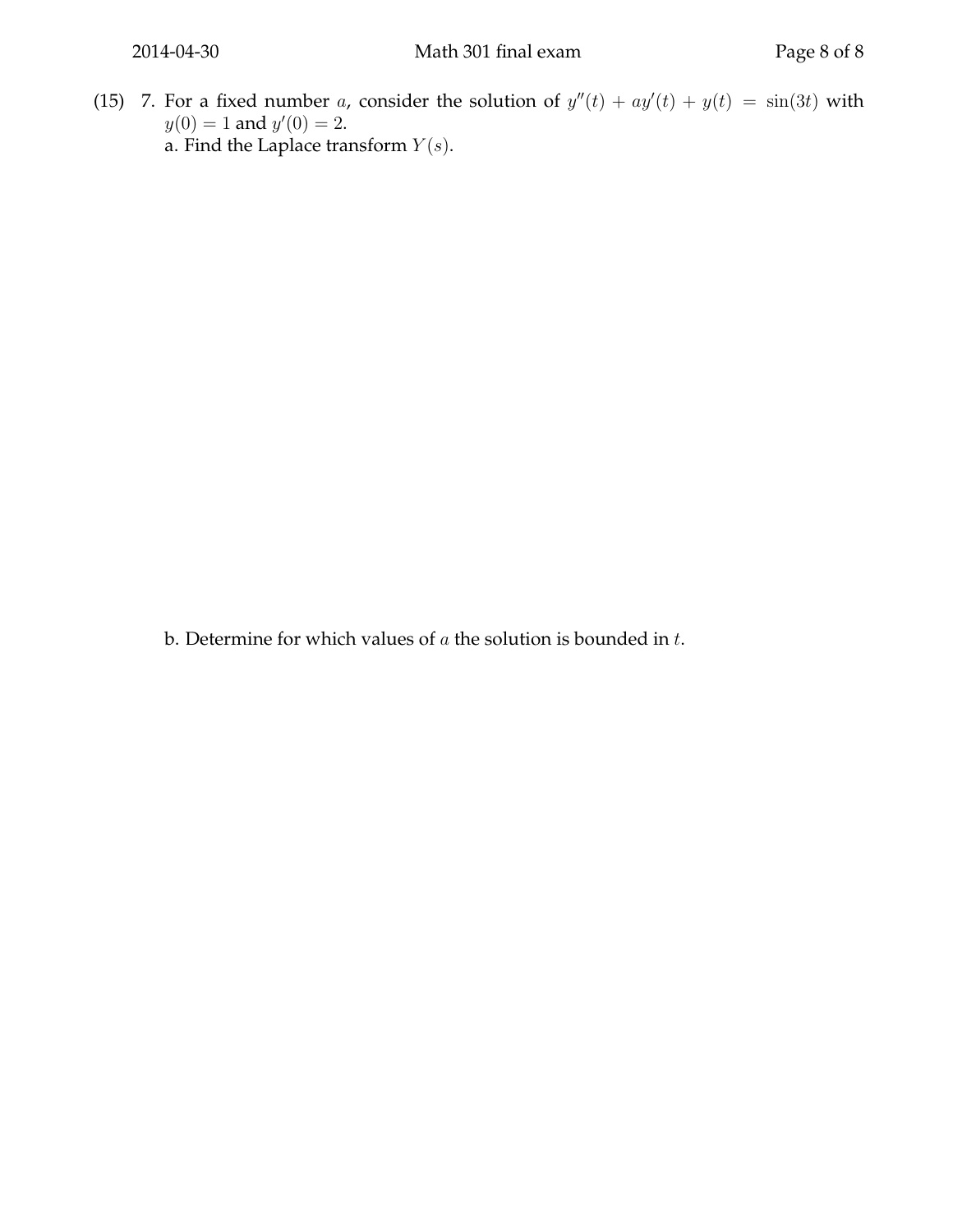(15) 7. For a fixed number $a$, consider the solution of $y''(t) + ay'(t) + y(t) = \sin(3t)$ with $y(0) = 1$ and $y'(0) = 2$.

a. Find the Laplace transform $Y(s)$.

b. Determine for which values of $a$ the solution is bounded in $t$.